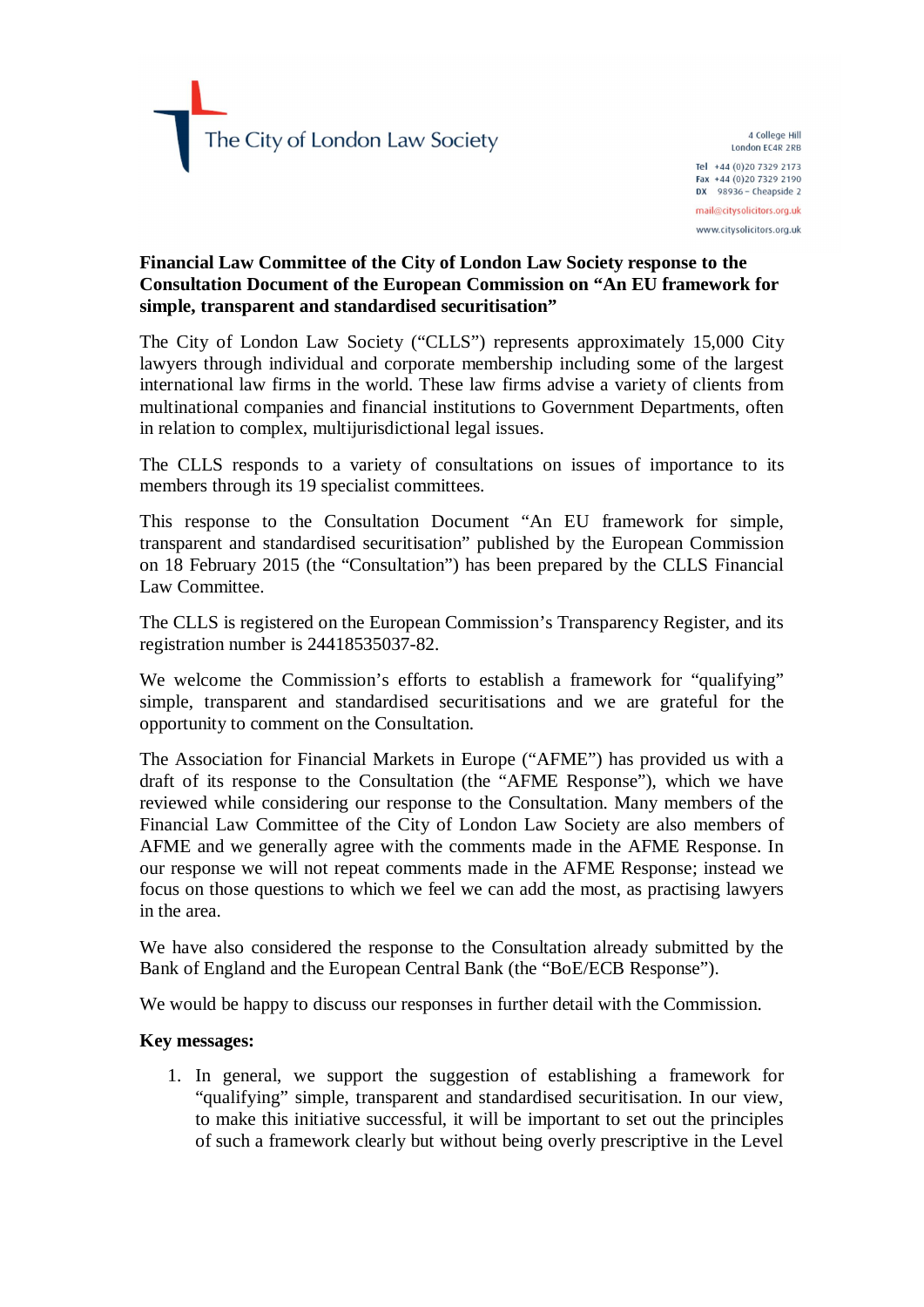The City of London Law Society

4 College Hill
London EC4R 2RB

Tel +44 (0)20 7329 2173
Fax +44 (0)20 7329 2190
DX 98936 – Cheapside 2

mail@citysolicitors.org.uk

www.citysolicitors.org.uk

**Financial Law Committee of the City of London Law Society response to the Consultation Document of the European Commission on "An EU framework for simple, transparent and standardised securitisation"**

The City of London Law Society ("CLLS") represents approximately 15,000 City lawyers through individual and corporate membership including some of the largest international law firms in the world. These law firms advise a variety of clients from multinational companies and financial institutions to Government Departments, often in relation to complex, multijurisdictional legal issues.

The CLLS responds to a variety of consultations on issues of importance to its members through its 19 specialist committees.

This response to the Consultation Document "An EU framework for simple, transparent and standardised securitisation" published by the European Commission on 18 February 2015 (the "Consultation") has been prepared by the CLLS Financial Law Committee.

The CLLS is registered on the European Commission's Transparency Register, and its registration number is 24418535037-82.

We welcome the Commission's efforts to establish a framework for "qualifying" simple, transparent and standardised securitisations and we are grateful for the opportunity to comment on the Consultation.

The Association for Financial Markets in Europe ("AFME") has provided us with a draft of its response to the Consultation (the "AFME Response"), which we have reviewed while considering our response to the Consultation. Many members of the Financial Law Committee of the City of London Law Society are also members of AFME and we generally agree with the comments made in the AFME Response. In our response we will not repeat comments made in the AFME Response; instead we focus on those questions to which we feel we can add the most, as practising lawyers in the area.

We have also considered the response to the Consultation already submitted by the Bank of England and the European Central Bank (the "BoE/ECB Response").

We would be happy to discuss our responses in further detail with the Commission.

**Key messages:**

1. In general, we support the suggestion of establishing a framework for "qualifying" simple, transparent and standardised securitisation. In our view, to make this initiative successful, it will be important to set out the principles of such a framework clearly but without being overly prescriptive in the Level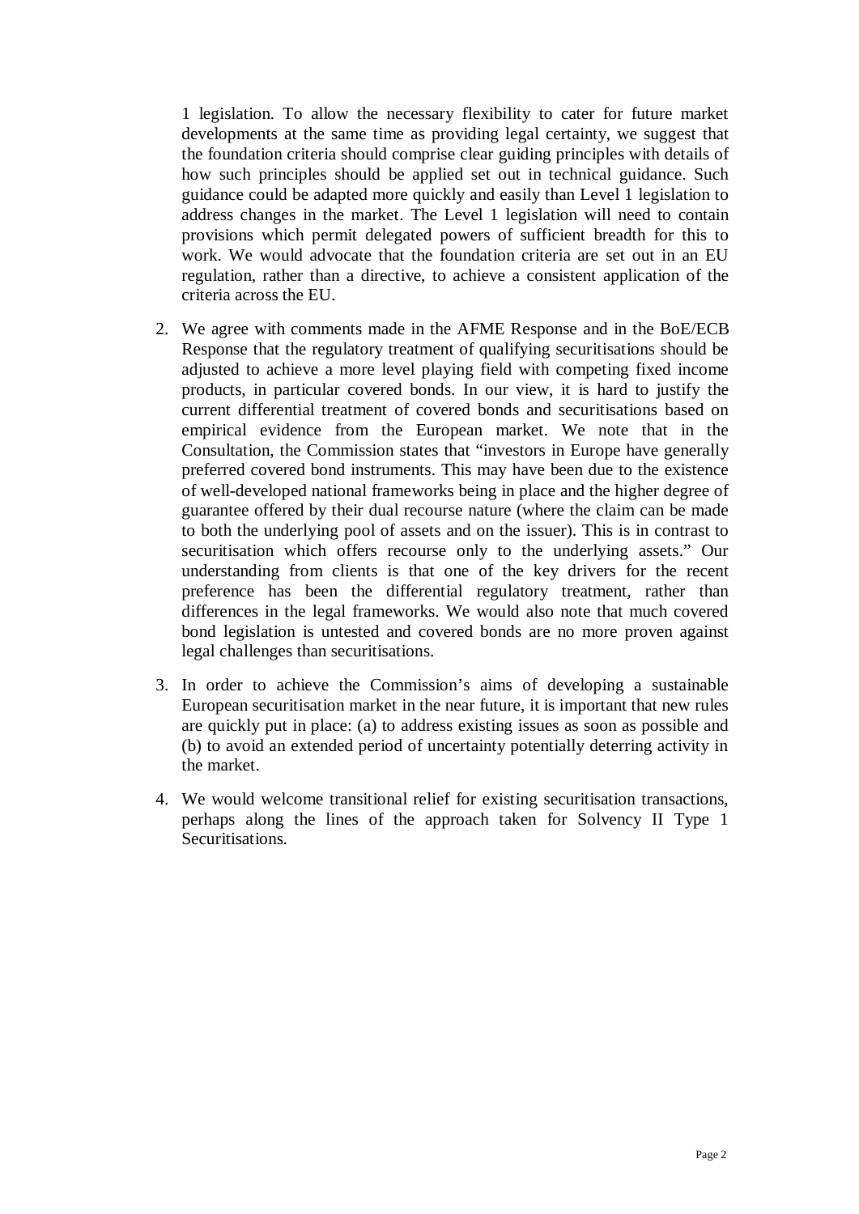1 legislation. To allow the necessary flexibility to cater for future market developments at the same time as providing legal certainty, we suggest that the foundation criteria should comprise clear guiding principles with details of how such principles should be applied set out in technical guidance. Such guidance could be adapted more quickly and easily than Level 1 legislation to address changes in the market. The Level 1 legislation will need to contain provisions which permit delegated powers of sufficient breadth for this to work. We would advocate that the foundation criteria are set out in an EU regulation, rather than a directive, to achieve a consistent application of the criteria across the EU.

2. We agree with comments made in the AFME Response and in the BoE/ECB Response that the regulatory treatment of qualifying securitisations should be adjusted to achieve a more level playing field with competing fixed income products, in particular covered bonds. In our view, it is hard to justify the current differential treatment of covered bonds and securitisations based on empirical evidence from the European market. We note that in the Consultation, the Commission states that "investors in Europe have generally preferred covered bond instruments. This may have been due to the existence of well-developed national frameworks being in place and the higher degree of guarantee offered by their dual recourse nature (where the claim can be made to both the underlying pool of assets and on the issuer). This is in contrast to securitisation which offers recourse only to the underlying assets." Our understanding from clients is that one of the key drivers for the recent preference has been the differential regulatory treatment, rather than differences in the legal frameworks. We would also note that much covered bond legislation is untested and covered bonds are no more proven against legal challenges than securitisations.

3. In order to achieve the Commission's aims of developing a sustainable European securitisation market in the near future, it is important that new rules are quickly put in place: (a) to address existing issues as soon as possible and (b) to avoid an extended period of uncertainty potentially deterring activity in the market.

4. We would welcome transitional relief for existing securitisation transactions, perhaps along the lines of the approach taken for Solvency II Type 1 Securitisations.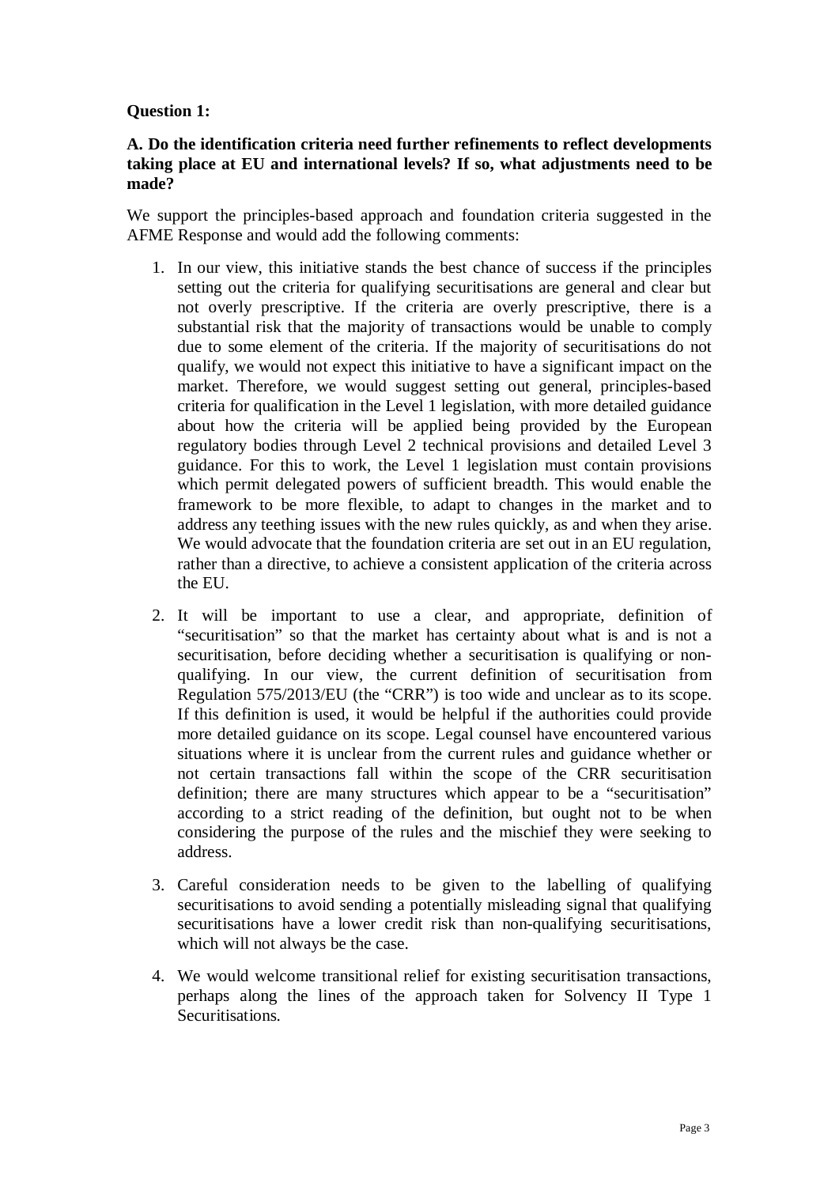**Question 1:**

**A. Do the identification criteria need further refinements to reflect developments taking place at EU and international levels? If so, what adjustments need to be made?**

We support the principles-based approach and foundation criteria suggested in the AFME Response and would add the following comments:

1. In our view, this initiative stands the best chance of success if the principles setting out the criteria for qualifying securitisations are general and clear but not overly prescriptive. If the criteria are overly prescriptive, there is a substantial risk that the majority of transactions would be unable to comply due to some element of the criteria. If the majority of securitisations do not qualify, we would not expect this initiative to have a significant impact on the market. Therefore, we would suggest setting out general, principles-based criteria for qualification in the Level 1 legislation, with more detailed guidance about how the criteria will be applied being provided by the European regulatory bodies through Level 2 technical provisions and detailed Level 3 guidance. For this to work, the Level 1 legislation must contain provisions which permit delegated powers of sufficient breadth. This would enable the framework to be more flexible, to adapt to changes in the market and to address any teething issues with the new rules quickly, as and when they arise. We would advocate that the foundation criteria are set out in an EU regulation, rather than a directive, to achieve a consistent application of the criteria across the EU.

2. It will be important to use a clear, and appropriate, definition of "securitisation" so that the market has certainty about what is and is not a securitisation, before deciding whether a securitisation is qualifying or non-qualifying. In our view, the current definition of securitisation from Regulation 575/2013/EU (the "CRR") is too wide and unclear as to its scope. If this definition is used, it would be helpful if the authorities could provide more detailed guidance on its scope. Legal counsel have encountered various situations where it is unclear from the current rules and guidance whether or not certain transactions fall within the scope of the CRR securitisation definition; there are many structures which appear to be a "securitisation" according to a strict reading of the definition, but ought not to be when considering the purpose of the rules and the mischief they were seeking to address.

3. Careful consideration needs to be given to the labelling of qualifying securitisations to avoid sending a potentially misleading signal that qualifying securitisations have a lower credit risk than non-qualifying securitisations, which will not always be the case.

4. We would welcome transitional relief for existing securitisation transactions, perhaps along the lines of the approach taken for Solvency II Type 1 Securitisations.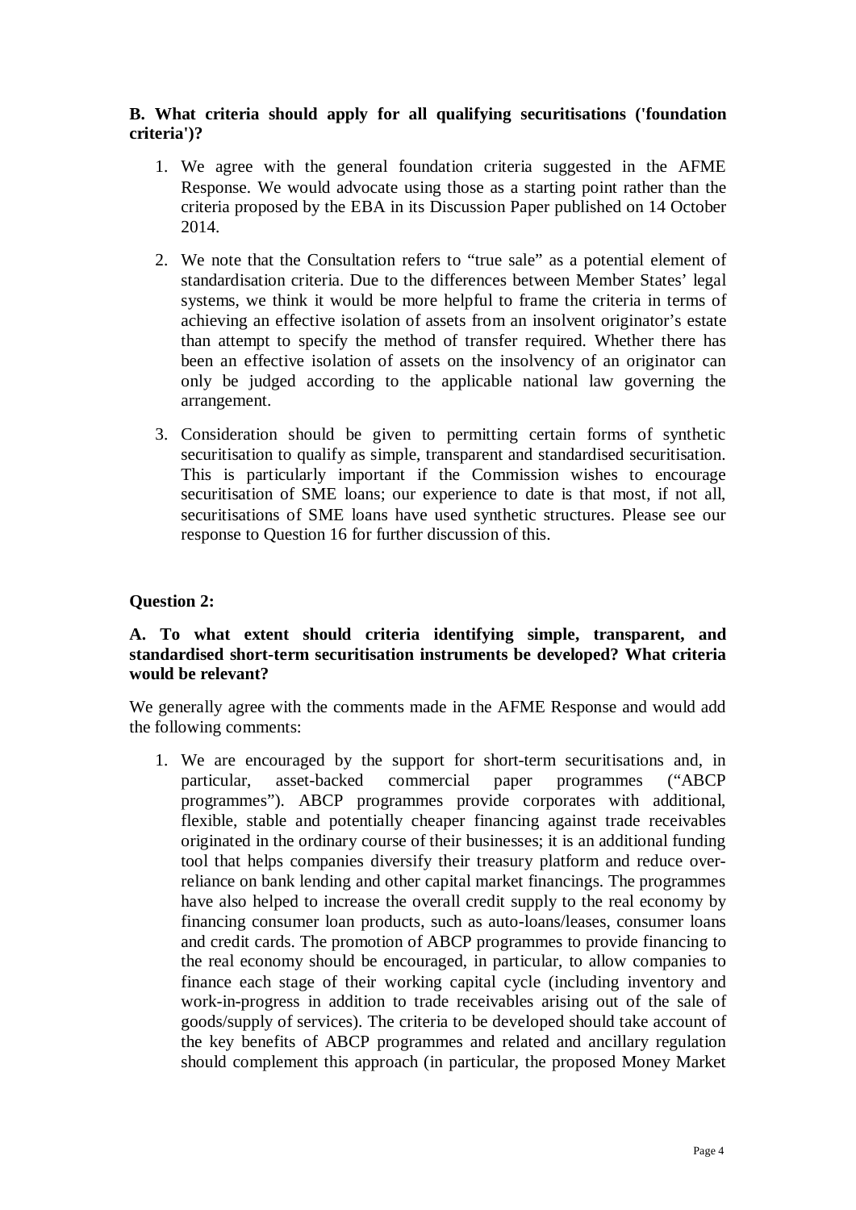**B. What criteria should apply for all qualifying securitisations ('foundation criteria')?**

1. We agree with the general foundation criteria suggested in the AFME Response. We would advocate using those as a starting point rather than the criteria proposed by the EBA in its Discussion Paper published on 14 October 2014.

2. We note that the Consultation refers to "true sale" as a potential element of standardisation criteria. Due to the differences between Member States' legal systems, we think it would be more helpful to frame the criteria in terms of achieving an effective isolation of assets from an insolvent originator's estate than attempt to specify the method of transfer required. Whether there has been an effective isolation of assets on the insolvency of an originator can only be judged according to the applicable national law governing the arrangement.

3. Consideration should be given to permitting certain forms of synthetic securitisation to qualify as simple, transparent and standardised securitisation. This is particularly important if the Commission wishes to encourage securitisation of SME loans; our experience to date is that most, if not all, securitisations of SME loans have used synthetic structures. Please see our response to Question 16 for further discussion of this.

**Question 2:**

**A. To what extent should criteria identifying simple, transparent, and standardised short-term securitisation instruments be developed? What criteria would be relevant?**

We generally agree with the comments made in the AFME Response and would add the following comments:

1. We are encouraged by the support for short-term securitisations and, in particular, asset-backed commercial paper programmes ("ABCP programmes"). ABCP programmes provide corporates with additional, flexible, stable and potentially cheaper financing against trade receivables originated in the ordinary course of their businesses; it is an additional funding tool that helps companies diversify their treasury platform and reduce over-reliance on bank lending and other capital market financings. The programmes have also helped to increase the overall credit supply to the real economy by financing consumer loan products, such as auto-loans/leases, consumer loans and credit cards. The promotion of ABCP programmes to provide financing to the real economy should be encouraged, in particular, to allow companies to finance each stage of their working capital cycle (including inventory and work-in-progress in addition to trade receivables arising out of the sale of goods/supply of services). The criteria to be developed should take account of the key benefits of ABCP programmes and related and ancillary regulation should complement this approach (in particular, the proposed Money Market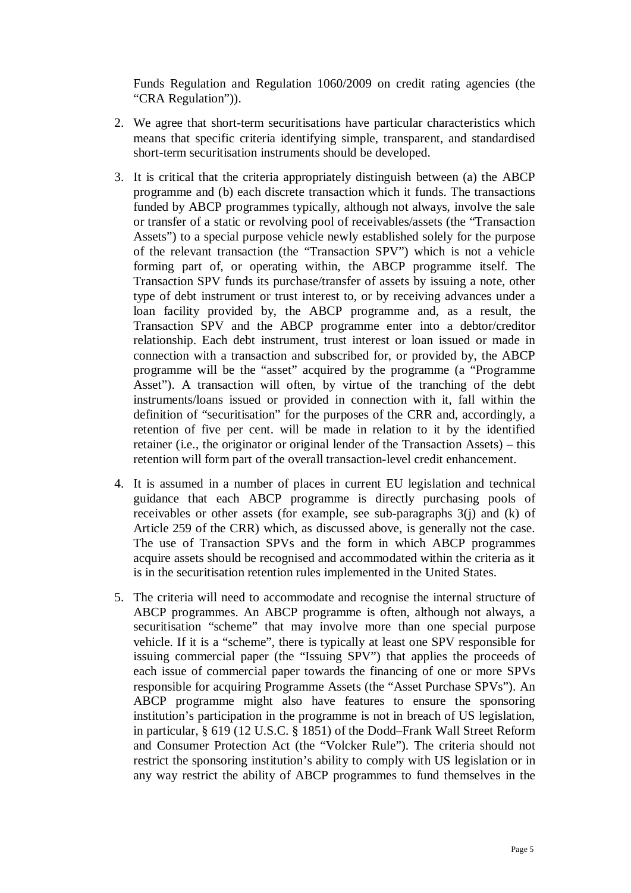Funds Regulation and Regulation 1060/2009 on credit rating agencies (the "CRA Regulation")).

2. We agree that short-term securitisations have particular characteristics which means that specific criteria identifying simple, transparent, and standardised short-term securitisation instruments should be developed.

3. It is critical that the criteria appropriately distinguish between (a) the ABCP programme and (b) each discrete transaction which it funds. The transactions funded by ABCP programmes typically, although not always, involve the sale or transfer of a static or revolving pool of receivables/assets (the "Transaction Assets") to a special purpose vehicle newly established solely for the purpose of the relevant transaction (the "Transaction SPV") which is not a vehicle forming part of, or operating within, the ABCP programme itself. The Transaction SPV funds its purchase/transfer of assets by issuing a note, other type of debt instrument or trust interest to, or by receiving advances under a loan facility provided by, the ABCP programme and, as a result, the Transaction SPV and the ABCP programme enter into a debtor/creditor relationship. Each debt instrument, trust interest or loan issued or made in connection with a transaction and subscribed for, or provided by, the ABCP programme will be the "asset" acquired by the programme (a "Programme Asset"). A transaction will often, by virtue of the tranching of the debt instruments/loans issued or provided in connection with it, fall within the definition of "securitisation" for the purposes of the CRR and, accordingly, a retention of five per cent. will be made in relation to it by the identified retainer (i.e., the originator or original lender of the Transaction Assets) – this retention will form part of the overall transaction-level credit enhancement.

4. It is assumed in a number of places in current EU legislation and technical guidance that each ABCP programme is directly purchasing pools of receivables or other assets (for example, see sub-paragraphs 3(j) and (k) of Article 259 of the CRR) which, as discussed above, is generally not the case. The use of Transaction SPVs and the form in which ABCP programmes acquire assets should be recognised and accommodated within the criteria as it is in the securitisation retention rules implemented in the United States.

5. The criteria will need to accommodate and recognise the internal structure of ABCP programmes. An ABCP programme is often, although not always, a securitisation "scheme" that may involve more than one special purpose vehicle. If it is a "scheme", there is typically at least one SPV responsible for issuing commercial paper (the "Issuing SPV") that applies the proceeds of each issue of commercial paper towards the financing of one or more SPVs responsible for acquiring Programme Assets (the "Asset Purchase SPVs"). An ABCP programme might also have features to ensure the sponsoring institution's participation in the programme is not in breach of US legislation, in particular, § 619 (12 U.S.C. § 1851) of the Dodd–Frank Wall Street Reform and Consumer Protection Act (the "Volcker Rule"). The criteria should not restrict the sponsoring institution's ability to comply with US legislation or in any way restrict the ability of ABCP programmes to fund themselves in the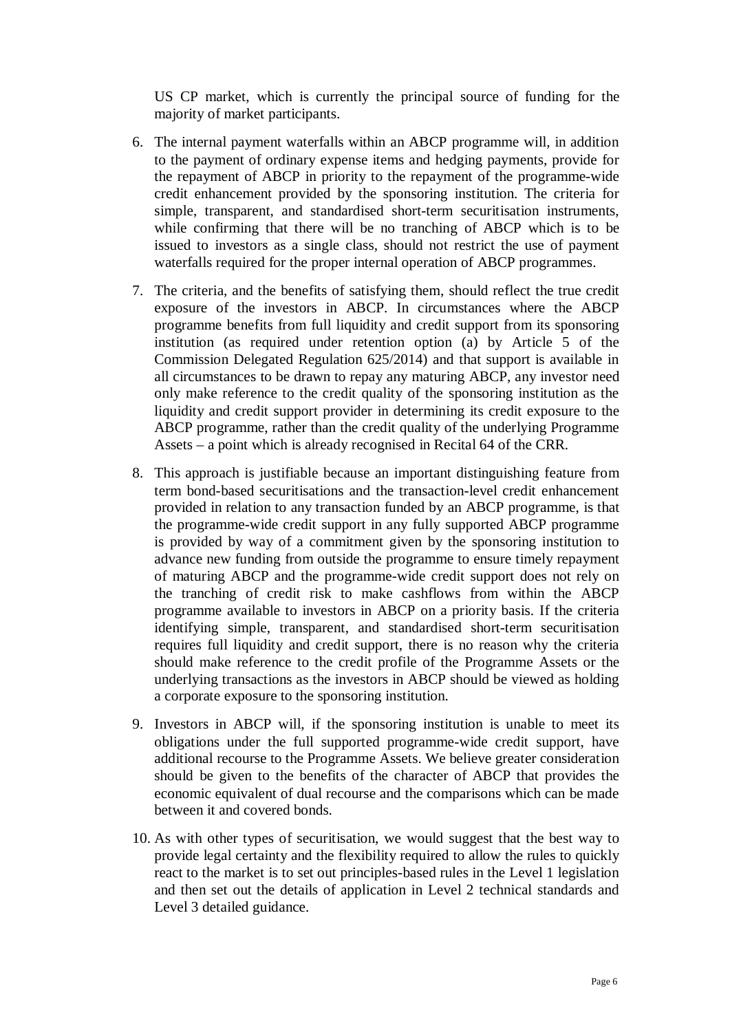US CP market, which is currently the principal source of funding for the majority of market participants.

6. The internal payment waterfalls within an ABCP programme will, in addition to the payment of ordinary expense items and hedging payments, provide for the repayment of ABCP in priority to the repayment of the programme-wide credit enhancement provided by the sponsoring institution. The criteria for simple, transparent, and standardised short-term securitisation instruments, while confirming that there will be no tranching of ABCP which is to be issued to investors as a single class, should not restrict the use of payment waterfalls required for the proper internal operation of ABCP programmes.

7. The criteria, and the benefits of satisfying them, should reflect the true credit exposure of the investors in ABCP. In circumstances where the ABCP programme benefits from full liquidity and credit support from its sponsoring institution (as required under retention option (a) by Article 5 of the Commission Delegated Regulation 625/2014) and that support is available in all circumstances to be drawn to repay any maturing ABCP, any investor need only make reference to the credit quality of the sponsoring institution as the liquidity and credit support provider in determining its credit exposure to the ABCP programme, rather than the credit quality of the underlying Programme Assets – a point which is already recognised in Recital 64 of the CRR.

8. This approach is justifiable because an important distinguishing feature from term bond-based securitisations and the transaction-level credit enhancement provided in relation to any transaction funded by an ABCP programme, is that the programme-wide credit support in any fully supported ABCP programme is provided by way of a commitment given by the sponsoring institution to advance new funding from outside the programme to ensure timely repayment of maturing ABCP and the programme-wide credit support does not rely on the tranching of credit risk to make cashflows from within the ABCP programme available to investors in ABCP on a priority basis. If the criteria identifying simple, transparent, and standardised short-term securitisation requires full liquidity and credit support, there is no reason why the criteria should make reference to the credit profile of the Programme Assets or the underlying transactions as the investors in ABCP should be viewed as holding a corporate exposure to the sponsoring institution.

9. Investors in ABCP will, if the sponsoring institution is unable to meet its obligations under the full supported programme-wide credit support, have additional recourse to the Programme Assets. We believe greater consideration should be given to the benefits of the character of ABCP that provides the economic equivalent of dual recourse and the comparisons which can be made between it and covered bonds.

10. As with other types of securitisation, we would suggest that the best way to provide legal certainty and the flexibility required to allow the rules to quickly react to the market is to set out principles-based rules in the Level 1 legislation and then set out the details of application in Level 2 technical standards and Level 3 detailed guidance.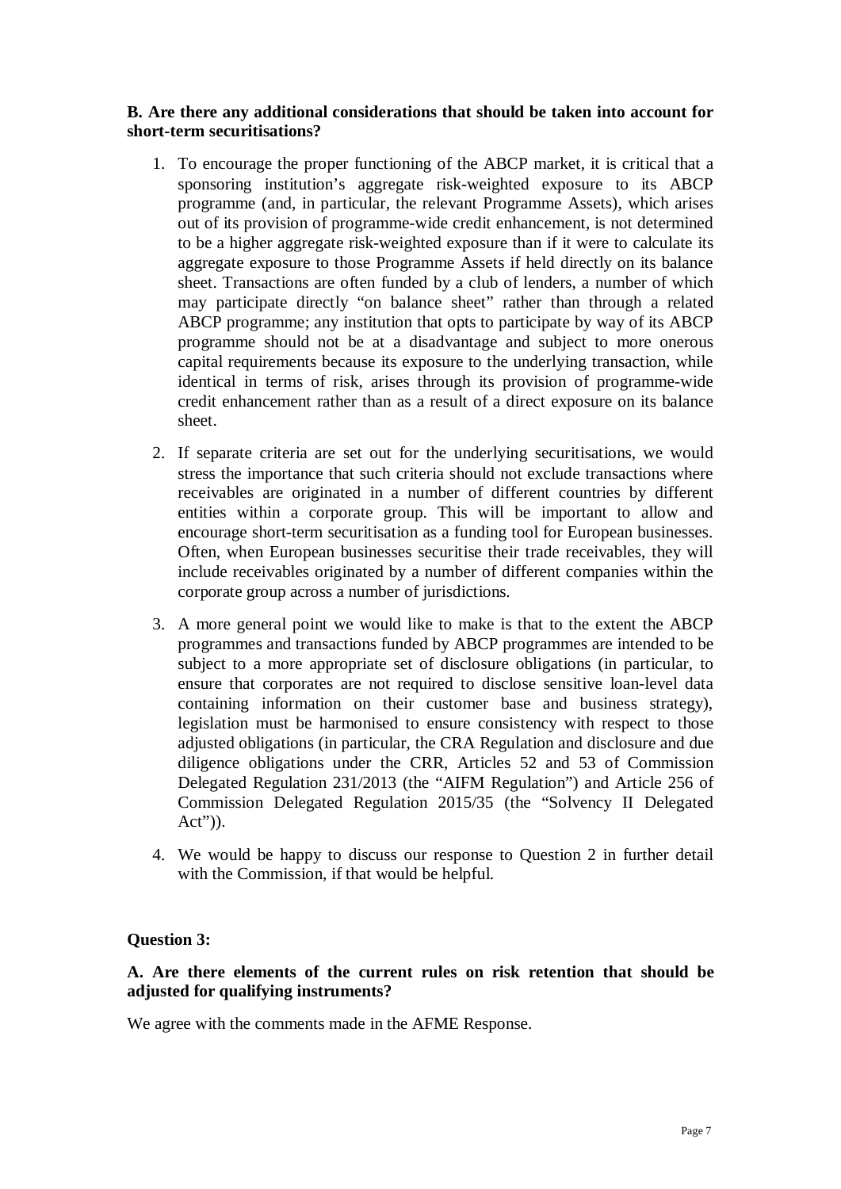**B. Are there any additional considerations that should be taken into account for short-term securitisations?**

1. To encourage the proper functioning of the ABCP market, it is critical that a sponsoring institution's aggregate risk-weighted exposure to its ABCP programme (and, in particular, the relevant Programme Assets), which arises out of its provision of programme-wide credit enhancement, is not determined to be a higher aggregate risk-weighted exposure than if it were to calculate its aggregate exposure to those Programme Assets if held directly on its balance sheet. Transactions are often funded by a club of lenders, a number of which may participate directly "on balance sheet" rather than through a related ABCP programme; any institution that opts to participate by way of its ABCP programme should not be at a disadvantage and subject to more onerous capital requirements because its exposure to the underlying transaction, while identical in terms of risk, arises through its provision of programme-wide credit enhancement rather than as a result of a direct exposure on its balance sheet.

2. If separate criteria are set out for the underlying securitisations, we would stress the importance that such criteria should not exclude transactions where receivables are originated in a number of different countries by different entities within a corporate group. This will be important to allow and encourage short-term securitisation as a funding tool for European businesses. Often, when European businesses securitise their trade receivables, they will include receivables originated by a number of different companies within the corporate group across a number of jurisdictions.

3. A more general point we would like to make is that to the extent the ABCP programmes and transactions funded by ABCP programmes are intended to be subject to a more appropriate set of disclosure obligations (in particular, to ensure that corporates are not required to disclose sensitive loan-level data containing information on their customer base and business strategy), legislation must be harmonised to ensure consistency with respect to those adjusted obligations (in particular, the CRA Regulation and disclosure and due diligence obligations under the CRR, Articles 52 and 53 of Commission Delegated Regulation 231/2013 (the "AIFM Regulation") and Article 256 of Commission Delegated Regulation 2015/35 (the "Solvency II Delegated Act")).

4. We would be happy to discuss our response to Question 2 in further detail with the Commission, if that would be helpful.

**Question 3:**

**A. Are there elements of the current rules on risk retention that should be adjusted for qualifying instruments?**

We agree with the comments made in the AFME Response.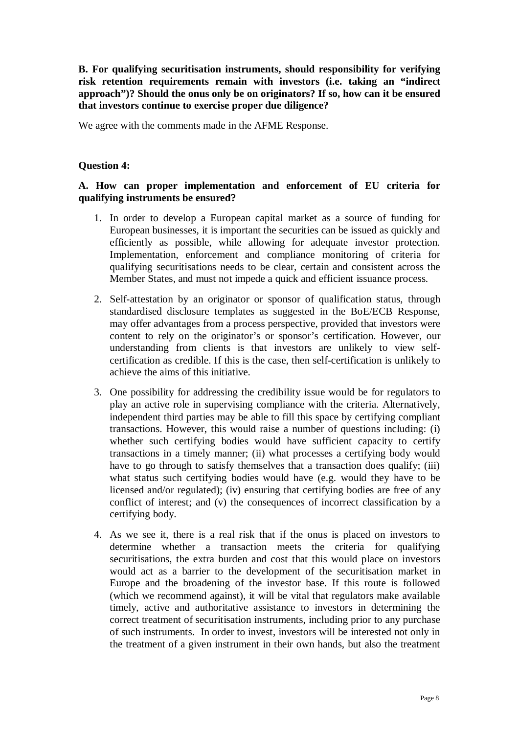**B. For qualifying securitisation instruments, should responsibility for verifying risk retention requirements remain with investors (i.e. taking an "indirect approach")? Should the onus only be on originators? If so, how can it be ensured that investors continue to exercise proper due diligence?**

We agree with the comments made in the AFME Response.

**Question 4:**

**A. How can proper implementation and enforcement of EU criteria for qualifying instruments be ensured?**

1. In order to develop a European capital market as a source of funding for European businesses, it is important the securities can be issued as quickly and efficiently as possible, while allowing for adequate investor protection. Implementation, enforcement and compliance monitoring of criteria for qualifying securitisations needs to be clear, certain and consistent across the Member States, and must not impede a quick and efficient issuance process.

2. Self-attestation by an originator or sponsor of qualification status, through standardised disclosure templates as suggested in the BoE/ECB Response, may offer advantages from a process perspective, provided that investors were content to rely on the originator's or sponsor's certification. However, our understanding from clients is that investors are unlikely to view self-certification as credible. If this is the case, then self-certification is unlikely to achieve the aims of this initiative.

3. One possibility for addressing the credibility issue would be for regulators to play an active role in supervising compliance with the criteria. Alternatively, independent third parties may be able to fill this space by certifying compliant transactions. However, this would raise a number of questions including: (i) whether such certifying bodies would have sufficient capacity to certify transactions in a timely manner; (ii) what processes a certifying body would have to go through to satisfy themselves that a transaction does qualify; (iii) what status such certifying bodies would have (e.g. would they have to be licensed and/or regulated); (iv) ensuring that certifying bodies are free of any conflict of interest; and (v) the consequences of incorrect classification by a certifying body.

4. As we see it, there is a real risk that if the onus is placed on investors to determine whether a transaction meets the criteria for qualifying securitisations, the extra burden and cost that this would place on investors would act as a barrier to the development of the securitisation market in Europe and the broadening of the investor base. If this route is followed (which we recommend against), it will be vital that regulators make available timely, active and authoritative assistance to investors in determining the correct treatment of securitisation instruments, including prior to any purchase of such instruments. In order to invest, investors will be interested not only in the treatment of a given instrument in their own hands, but also the treatment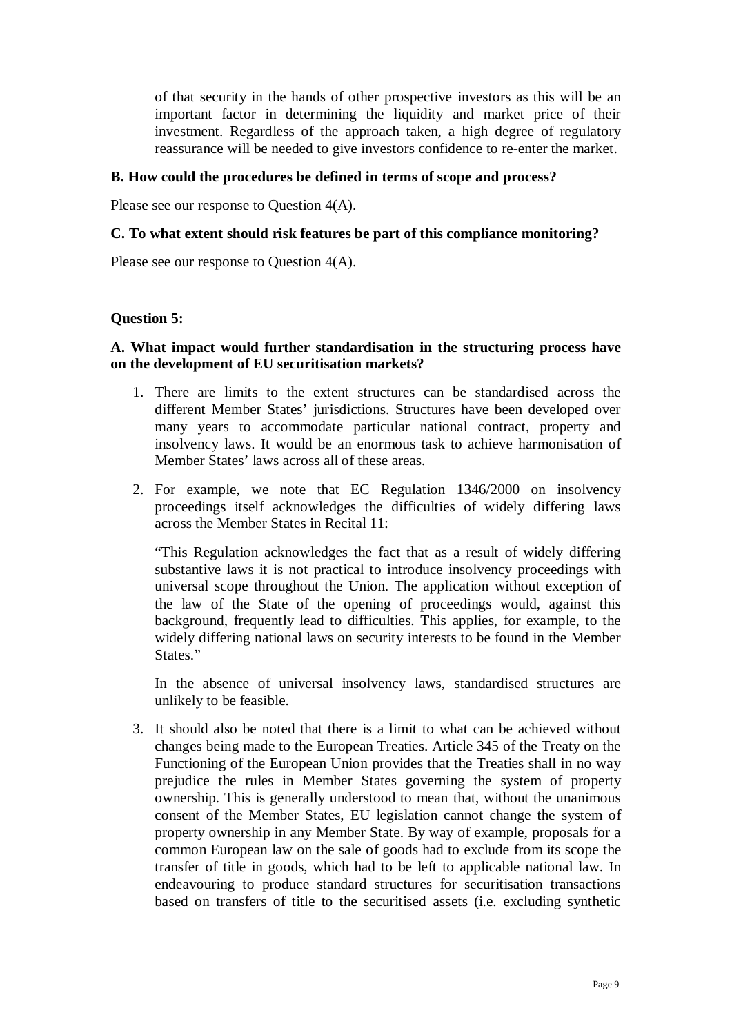of that security in the hands of other prospective investors as this will be an important factor in determining the liquidity and market price of their investment. Regardless of the approach taken, a high degree of regulatory reassurance will be needed to give investors confidence to re-enter the market.

**B. How could the procedures be defined in terms of scope and process?**

Please see our response to Question 4(A).

**C. To what extent should risk features be part of this compliance monitoring?**

Please see our response to Question 4(A).

**Question 5:**

**A. What impact would further standardisation in the structuring process have on the development of EU securitisation markets?**

1. There are limits to the extent structures can be standardised across the different Member States' jurisdictions. Structures have been developed over many years to accommodate particular national contract, property and insolvency laws. It would be an enormous task to achieve harmonisation of Member States' laws across all of these areas.

2. For example, we note that EC Regulation 1346/2000 on insolvency proceedings itself acknowledges the difficulties of widely differing laws across the Member States in Recital 11:

   "This Regulation acknowledges the fact that as a result of widely differing substantive laws it is not practical to introduce insolvency proceedings with universal scope throughout the Union. The application without exception of the law of the State of the opening of proceedings would, against this background, frequently lead to difficulties. This applies, for example, to the widely differing national laws on security interests to be found in the Member States."

   In the absence of universal insolvency laws, standardised structures are unlikely to be feasible.

3. It should also be noted that there is a limit to what can be achieved without changes being made to the European Treaties. Article 345 of the Treaty on the Functioning of the European Union provides that the Treaties shall in no way prejudice the rules in Member States governing the system of property ownership. This is generally understood to mean that, without the unanimous consent of the Member States, EU legislation cannot change the system of property ownership in any Member State. By way of example, proposals for a common European law on the sale of goods had to exclude from its scope the transfer of title in goods, which had to be left to applicable national law. In endeavouring to produce standard structures for securitisation transactions based on transfers of title to the securitised assets (i.e. excluding synthetic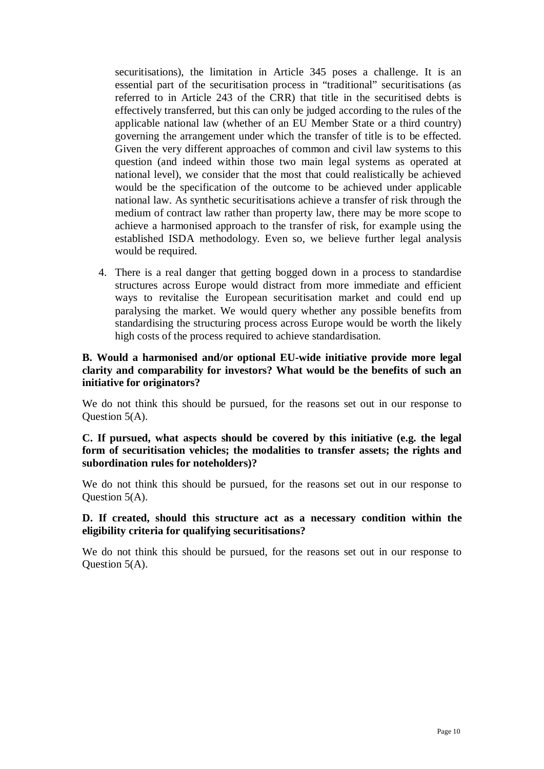securitisations), the limitation in Article 345 poses a challenge. It is an essential part of the securitisation process in "traditional" securitisations (as referred to in Article 243 of the CRR) that title in the securitised debts is effectively transferred, but this can only be judged according to the rules of the applicable national law (whether of an EU Member State or a third country) governing the arrangement under which the transfer of title is to be effected. Given the very different approaches of common and civil law systems to this question (and indeed within those two main legal systems as operated at national level), we consider that the most that could realistically be achieved would be the specification of the outcome to be achieved under applicable national law. As synthetic securitisations achieve a transfer of risk through the medium of contract law rather than property law, there may be more scope to achieve a harmonised approach to the transfer of risk, for example using the established ISDA methodology. Even so, we believe further legal analysis would be required.

4. There is a real danger that getting bogged down in a process to standardise structures across Europe would distract from more immediate and efficient ways to revitalise the European securitisation market and could end up paralysing the market. We would query whether any possible benefits from standardising the structuring process across Europe would be worth the likely high costs of the process required to achieve standardisation.

**B. Would a harmonised and/or optional EU-wide initiative provide more legal clarity and comparability for investors? What would be the benefits of such an initiative for originators?**

We do not think this should be pursued, for the reasons set out in our response to Question 5(A).

**C. If pursued, what aspects should be covered by this initiative (e.g. the legal form of securitisation vehicles; the modalities to transfer assets; the rights and subordination rules for noteholders)?**

We do not think this should be pursued, for the reasons set out in our response to Question 5(A).

**D. If created, should this structure act as a necessary condition within the eligibility criteria for qualifying securitisations?**

We do not think this should be pursued, for the reasons set out in our response to Question 5(A).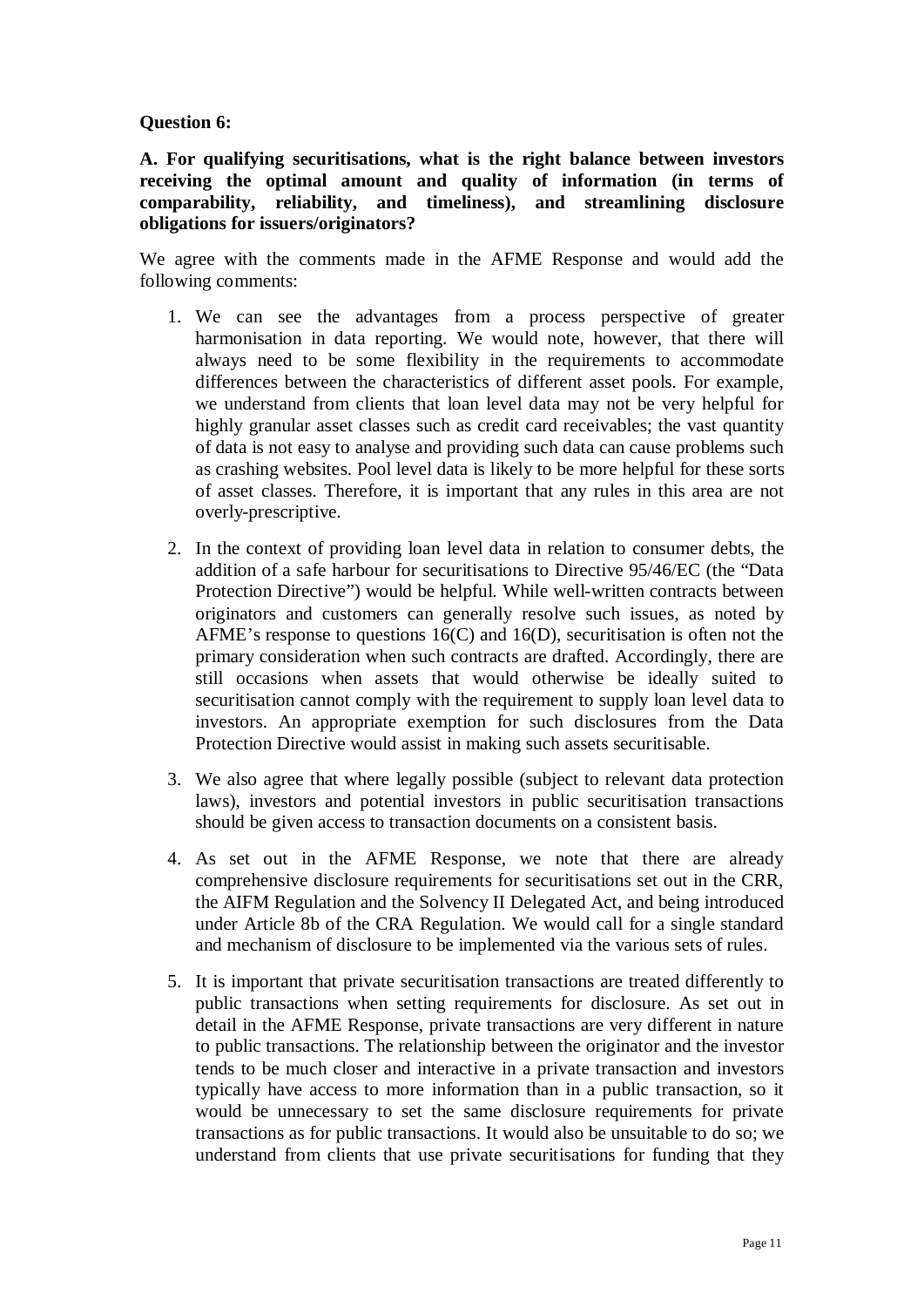**Question 6:**

**A. For qualifying securitisations, what is the right balance between investors receiving the optimal amount and quality of information (in terms of comparability, reliability, and timeliness), and streamlining disclosure obligations for issuers/originators?**

We agree with the comments made in the AFME Response and would add the following comments:

1. We can see the advantages from a process perspective of greater harmonisation in data reporting. We would note, however, that there will always need to be some flexibility in the requirements to accommodate differences between the characteristics of different asset pools. For example, we understand from clients that loan level data may not be very helpful for highly granular asset classes such as credit card receivables; the vast quantity of data is not easy to analyse and providing such data can cause problems such as crashing websites. Pool level data is likely to be more helpful for these sorts of asset classes. Therefore, it is important that any rules in this area are not overly-prescriptive.

2. In the context of providing loan level data in relation to consumer debts, the addition of a safe harbour for securitisations to Directive 95/46/EC (the "Data Protection Directive") would be helpful. While well-written contracts between originators and customers can generally resolve such issues, as noted by AFME's response to questions 16(C) and 16(D), securitisation is often not the primary consideration when such contracts are drafted. Accordingly, there are still occasions when assets that would otherwise be ideally suited to securitisation cannot comply with the requirement to supply loan level data to investors. An appropriate exemption for such disclosures from the Data Protection Directive would assist in making such assets securitisable.

3. We also agree that where legally possible (subject to relevant data protection laws), investors and potential investors in public securitisation transactions should be given access to transaction documents on a consistent basis.

4. As set out in the AFME Response, we note that there are already comprehensive disclosure requirements for securitisations set out in the CRR, the AIFM Regulation and the Solvency II Delegated Act, and being introduced under Article 8b of the CRA Regulation. We would call for a single standard and mechanism of disclosure to be implemented via the various sets of rules.

5. It is important that private securitisation transactions are treated differently to public transactions when setting requirements for disclosure. As set out in detail in the AFME Response, private transactions are very different in nature to public transactions. The relationship between the originator and the investor tends to be much closer and interactive in a private transaction and investors typically have access to more information than in a public transaction, so it would be unnecessary to set the same disclosure requirements for private transactions as for public transactions. It would also be unsuitable to do so; we understand from clients that use private securitisations for funding that they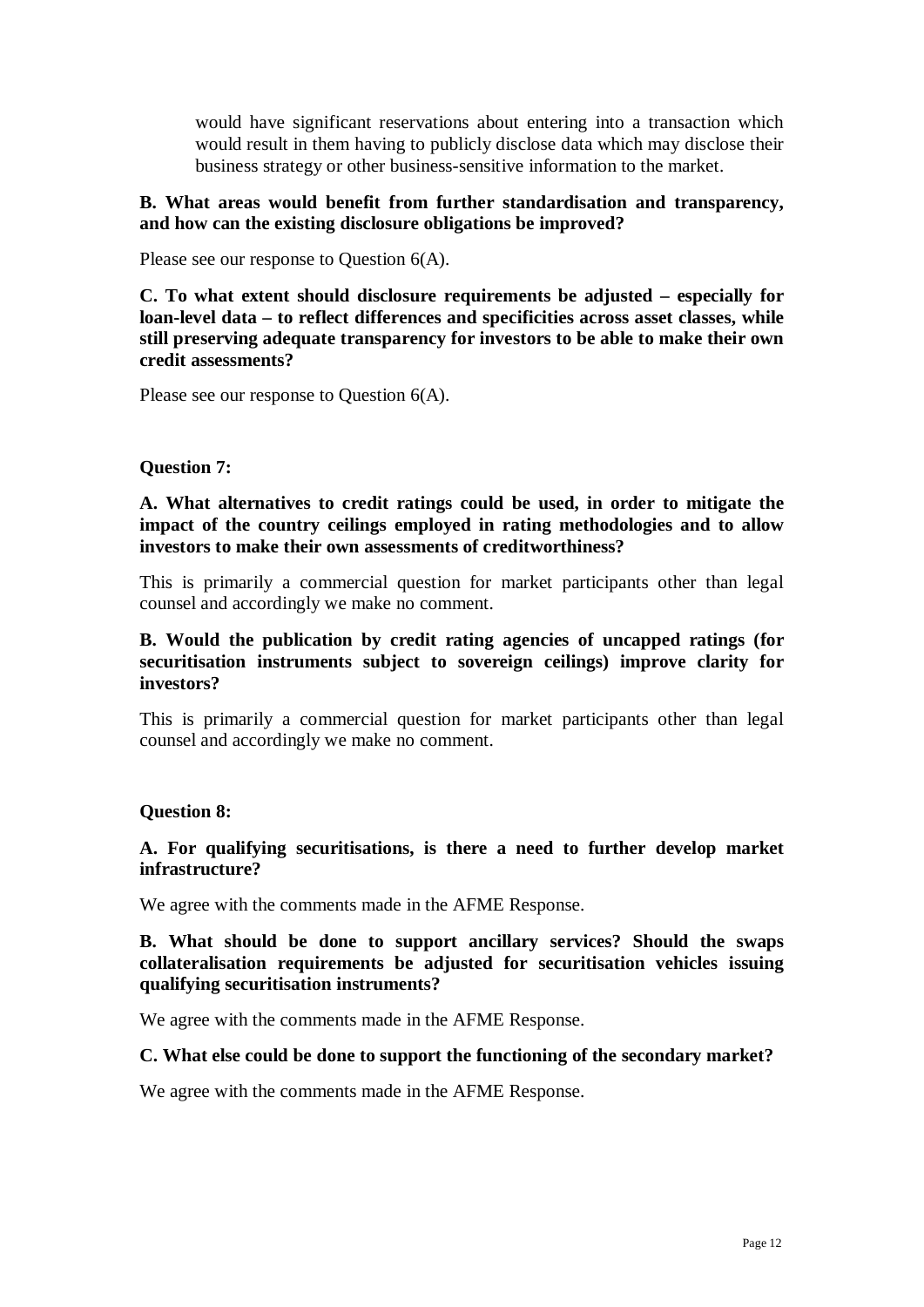would have significant reservations about entering into a transaction which would result in them having to publicly disclose data which may disclose their business strategy or other business-sensitive information to the market.

**B. What areas would benefit from further standardisation and transparency, and how can the existing disclosure obligations be improved?**

Please see our response to Question 6(A).

**C. To what extent should disclosure requirements be adjusted – especially for loan-level data – to reflect differences and specificities across asset classes, while still preserving adequate transparency for investors to be able to make their own credit assessments?**

Please see our response to Question 6(A).

**Question 7:**

**A. What alternatives to credit ratings could be used, in order to mitigate the impact of the country ceilings employed in rating methodologies and to allow investors to make their own assessments of creditworthiness?**

This is primarily a commercial question for market participants other than legal counsel and accordingly we make no comment.

**B. Would the publication by credit rating agencies of uncapped ratings (for securitisation instruments subject to sovereign ceilings) improve clarity for investors?**

This is primarily a commercial question for market participants other than legal counsel and accordingly we make no comment.

**Question 8:**

**A. For qualifying securitisations, is there a need to further develop market infrastructure?**

We agree with the comments made in the AFME Response.

**B. What should be done to support ancillary services? Should the swaps collateralisation requirements be adjusted for securitisation vehicles issuing qualifying securitisation instruments?**

We agree with the comments made in the AFME Response.

**C. What else could be done to support the functioning of the secondary market?**

We agree with the comments made in the AFME Response.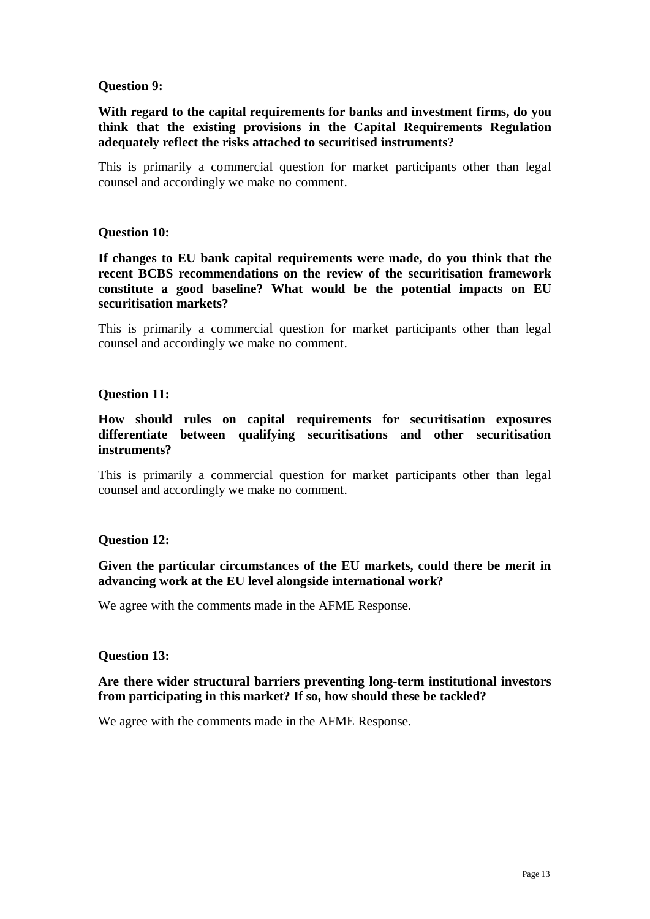**Question 9:**

**With regard to the capital requirements for banks and investment firms, do you think that the existing provisions in the Capital Requirements Regulation adequately reflect the risks attached to securitised instruments?**

This is primarily a commercial question for market participants other than legal counsel and accordingly we make no comment.

**Question 10:**

**If changes to EU bank capital requirements were made, do you think that the recent BCBS recommendations on the review of the securitisation framework constitute a good baseline? What would be the potential impacts on EU securitisation markets?**

This is primarily a commercial question for market participants other than legal counsel and accordingly we make no comment.

**Question 11:**

**How should rules on capital requirements for securitisation exposures differentiate between qualifying securitisations and other securitisation instruments?**

This is primarily a commercial question for market participants other than legal counsel and accordingly we make no comment.

**Question 12:**

**Given the particular circumstances of the EU markets, could there be merit in advancing work at the EU level alongside international work?**

We agree with the comments made in the AFME Response.

**Question 13:**

**Are there wider structural barriers preventing long-term institutional investors from participating in this market? If so, how should these be tackled?**

We agree with the comments made in the AFME Response.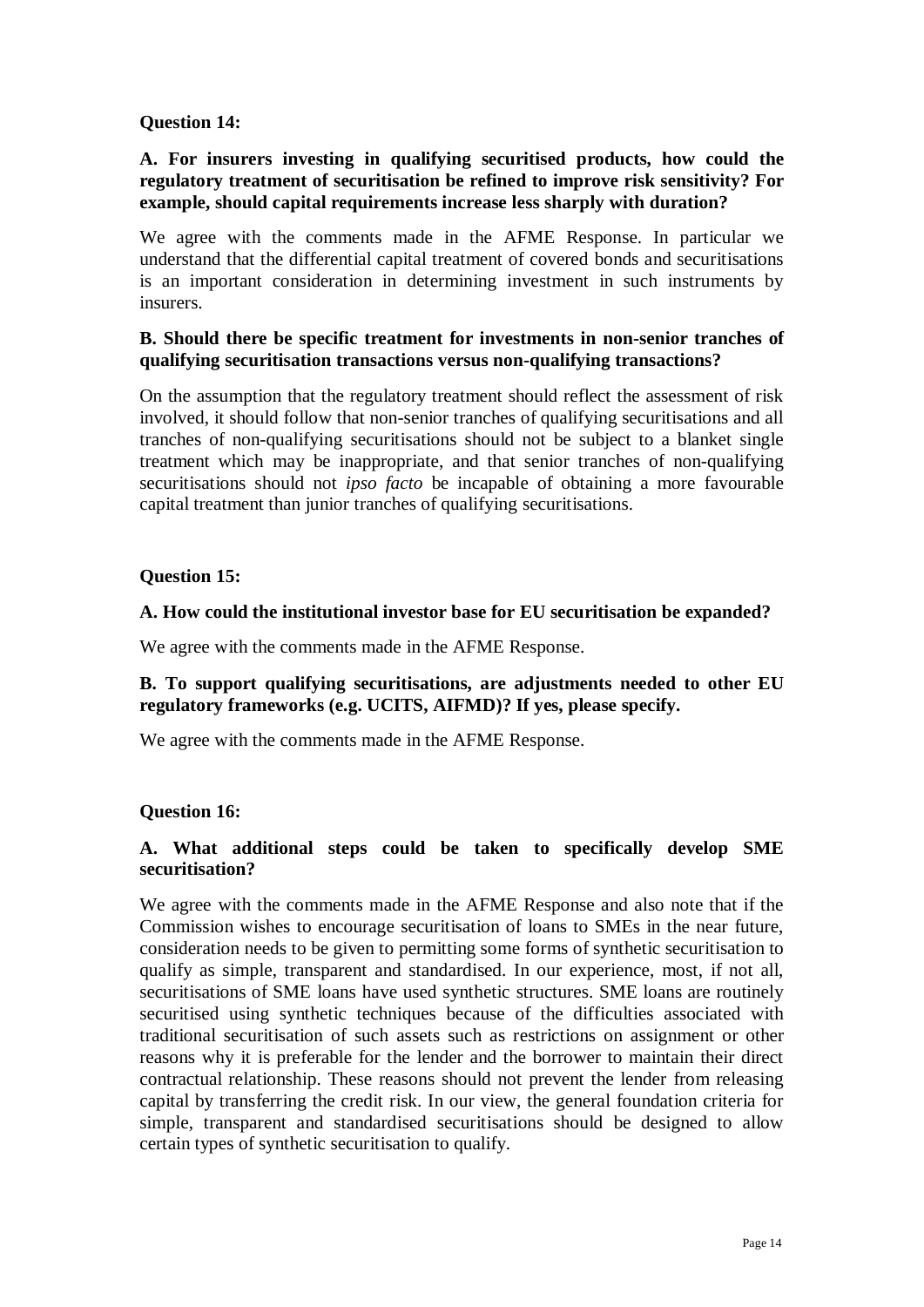**Question 14:**

**A. For insurers investing in qualifying securitised products, how could the regulatory treatment of securitisation be refined to improve risk sensitivity? For example, should capital requirements increase less sharply with duration?**

We agree with the comments made in the AFME Response. In particular we understand that the differential capital treatment of covered bonds and securitisations is an important consideration in determining investment in such instruments by insurers.

**B. Should there be specific treatment for investments in non-senior tranches of qualifying securitisation transactions versus non-qualifying transactions?**

On the assumption that the regulatory treatment should reflect the assessment of risk involved, it should follow that non-senior tranches of qualifying securitisations and all tranches of non-qualifying securitisations should not be subject to a blanket single treatment which may be inappropriate, and that senior tranches of non-qualifying securitisations should not *ipso facto* be incapable of obtaining a more favourable capital treatment than junior tranches of qualifying securitisations.

**Question 15:**

**A. How could the institutional investor base for EU securitisation be expanded?**

We agree with the comments made in the AFME Response.

**B. To support qualifying securitisations, are adjustments needed to other EU regulatory frameworks (e.g. UCITS, AIFMD)? If yes, please specify.**

We agree with the comments made in the AFME Response.

**Question 16:**

**A. What additional steps could be taken to specifically develop SME securitisation?**

We agree with the comments made in the AFME Response and also note that if the Commission wishes to encourage securitisation of loans to SMEs in the near future, consideration needs to be given to permitting some forms of synthetic securitisation to qualify as simple, transparent and standardised. In our experience, most, if not all, securitisations of SME loans have used synthetic structures. SME loans are routinely securitised using synthetic techniques because of the difficulties associated with traditional securitisation of such assets such as restrictions on assignment or other reasons why it is preferable for the lender and the borrower to maintain their direct contractual relationship. These reasons should not prevent the lender from releasing capital by transferring the credit risk. In our view, the general foundation criteria for simple, transparent and standardised securitisations should be designed to allow certain types of synthetic securitisation to qualify.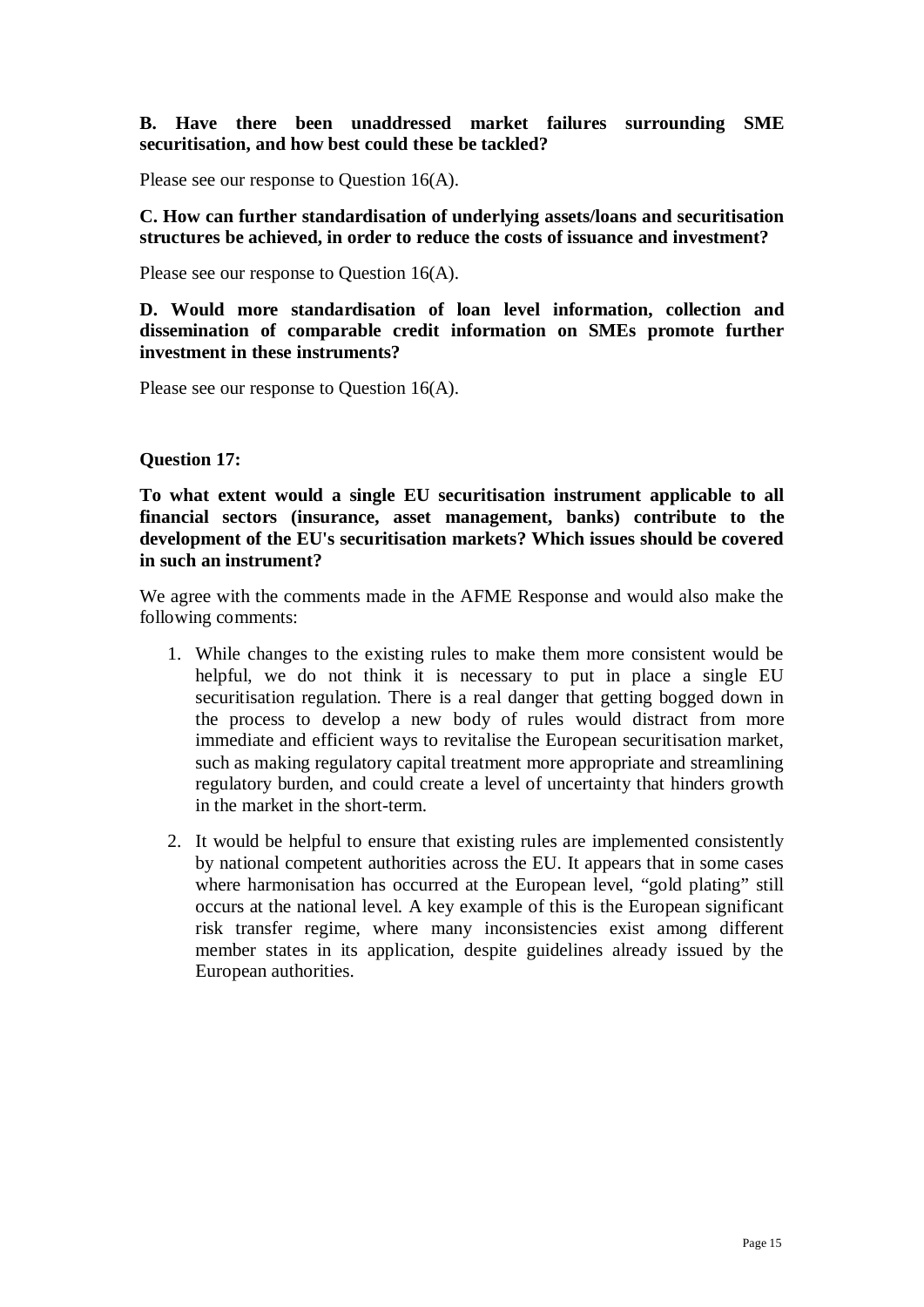**B. Have there been unaddressed market failures surrounding SME securitisation, and how best could these be tackled?**

Please see our response to Question 16(A).

**C. How can further standardisation of underlying assets/loans and securitisation structures be achieved, in order to reduce the costs of issuance and investment?**

Please see our response to Question 16(A).

**D. Would more standardisation of loan level information, collection and dissemination of comparable credit information on SMEs promote further investment in these instruments?**

Please see our response to Question 16(A).

**Question 17:**

**To what extent would a single EU securitisation instrument applicable to all financial sectors (insurance, asset management, banks) contribute to the development of the EU's securitisation markets? Which issues should be covered in such an instrument?**

We agree with the comments made in the AFME Response and would also make the following comments:

1. While changes to the existing rules to make them more consistent would be helpful, we do not think it is necessary to put in place a single EU securitisation regulation. There is a real danger that getting bogged down in the process to develop a new body of rules would distract from more immediate and efficient ways to revitalise the European securitisation market, such as making regulatory capital treatment more appropriate and streamlining regulatory burden, and could create a level of uncertainty that hinders growth in the market in the short-term.

2. It would be helpful to ensure that existing rules are implemented consistently by national competent authorities across the EU. It appears that in some cases where harmonisation has occurred at the European level, "gold plating" still occurs at the national level. A key example of this is the European significant risk transfer regime, where many inconsistencies exist among different member states in its application, despite guidelines already issued by the European authorities.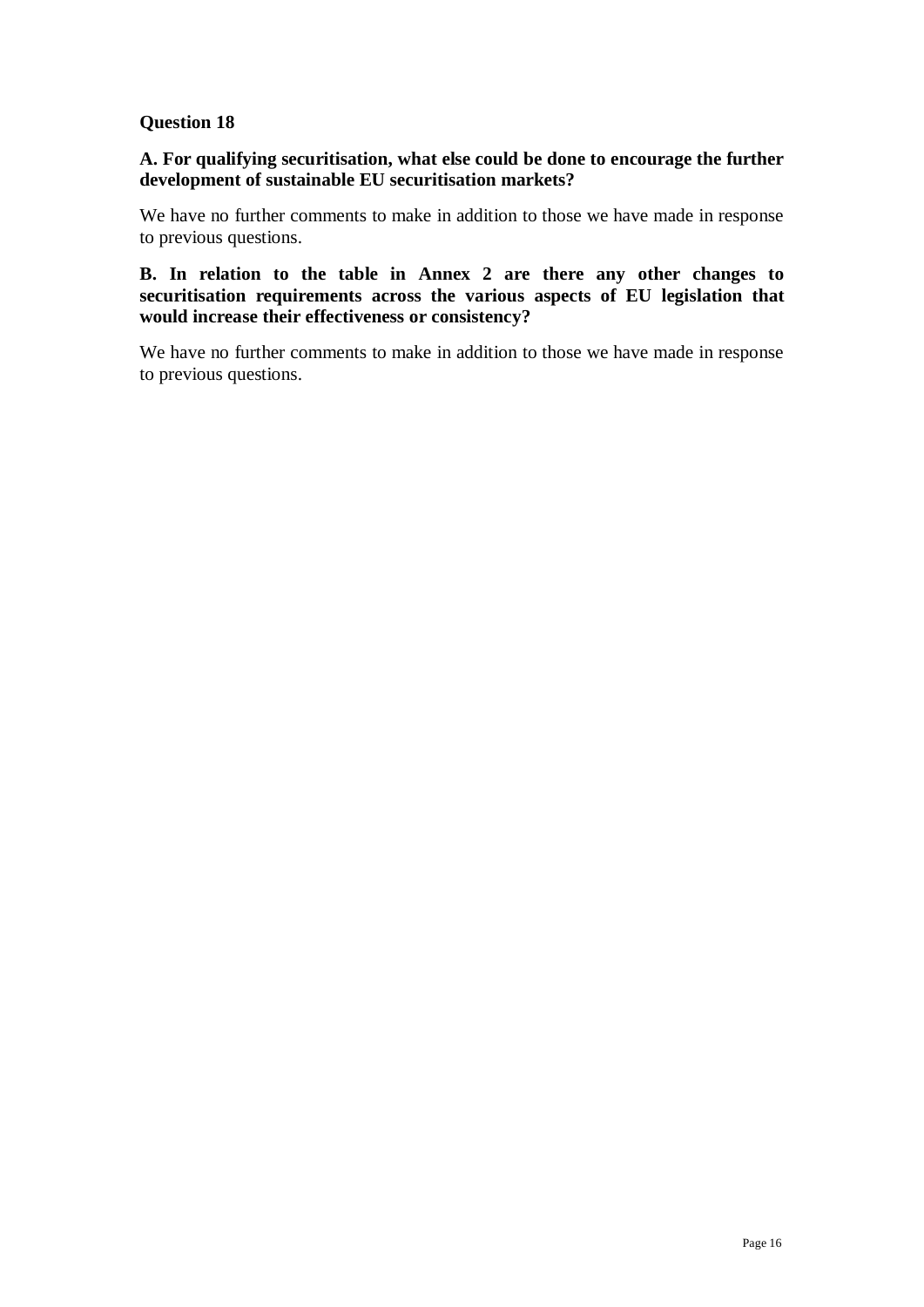**Question 18**

**A. For qualifying securitisation, what else could be done to encourage the further development of sustainable EU securitisation markets?**

We have no further comments to make in addition to those we have made in response to previous questions.

**B. In relation to the table in Annex 2 are there any other changes to securitisation requirements across the various aspects of EU legislation that would increase their effectiveness or consistency?**

We have no further comments to make in addition to those we have made in response to previous questions.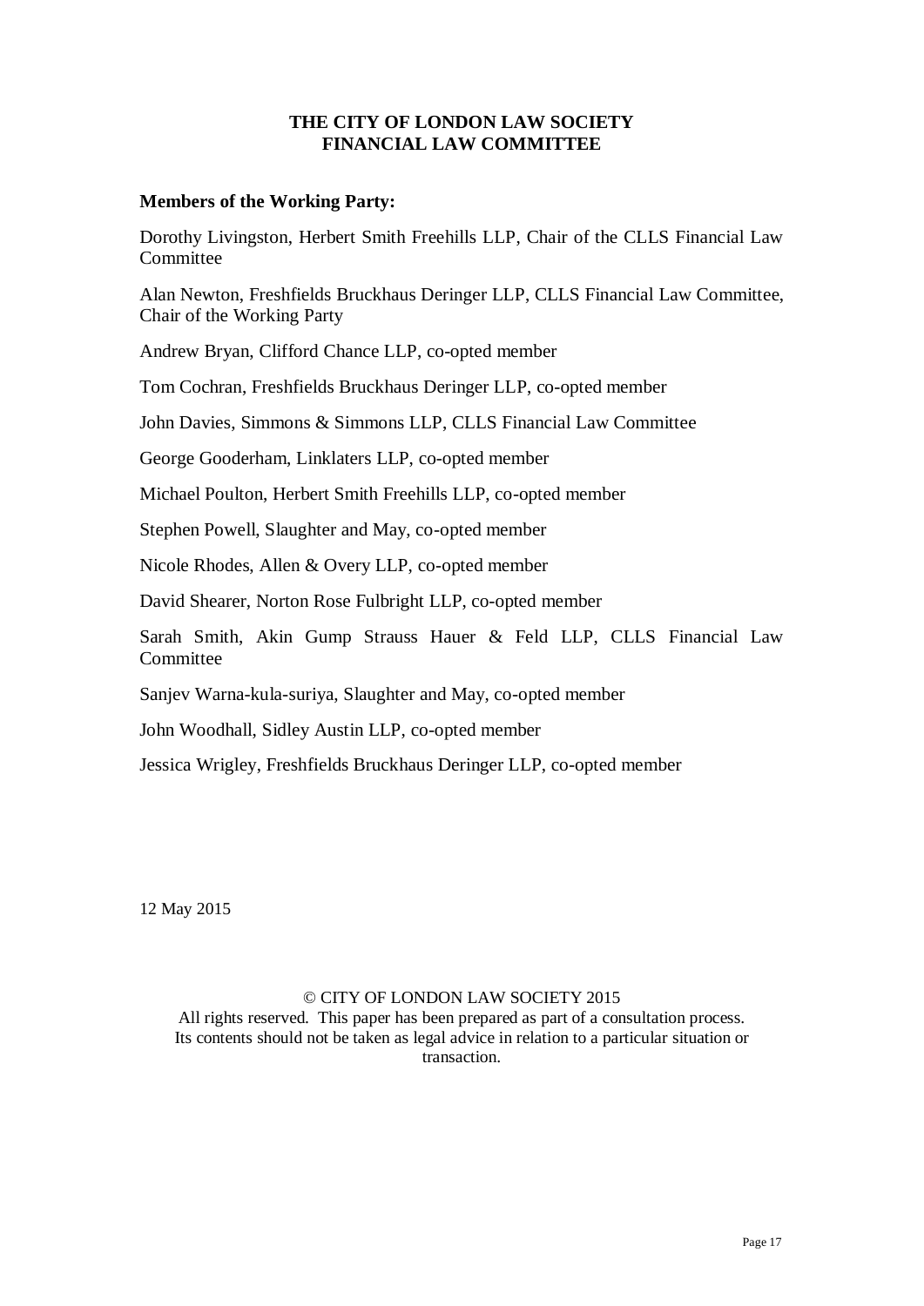**THE CITY OF LONDON LAW SOCIETY**
**FINANCIAL LAW COMMITTEE**

**Members of the Working Party:**

Dorothy Livingston, Herbert Smith Freehills LLP, Chair of the CLLS Financial Law Committee

Alan Newton, Freshfields Bruckhaus Deringer LLP, CLLS Financial Law Committee, Chair of the Working Party

Andrew Bryan, Clifford Chance LLP, co-opted member

Tom Cochran, Freshfields Bruckhaus Deringer LLP, co-opted member

John Davies, Simmons & Simmons LLP, CLLS Financial Law Committee

George Gooderham, Linklaters LLP, co-opted member

Michael Poulton, Herbert Smith Freehills LLP, co-opted member

Stephen Powell, Slaughter and May, co-opted member

Nicole Rhodes, Allen & Overy LLP, co-opted member

David Shearer, Norton Rose Fulbright LLP, co-opted member

Sarah Smith, Akin Gump Strauss Hauer & Feld LLP, CLLS Financial Law Committee

Sanjev Warna-kula-suriya, Slaughter and May, co-opted member

John Woodhall, Sidley Austin LLP, co-opted member

Jessica Wrigley, Freshfields Bruckhaus Deringer LLP, co-opted member

12 May 2015

© CITY OF LONDON LAW SOCIETY 2015
All rights reserved. This paper has been prepared as part of a consultation process. Its contents should not be taken as legal advice in relation to a particular situation or transaction.